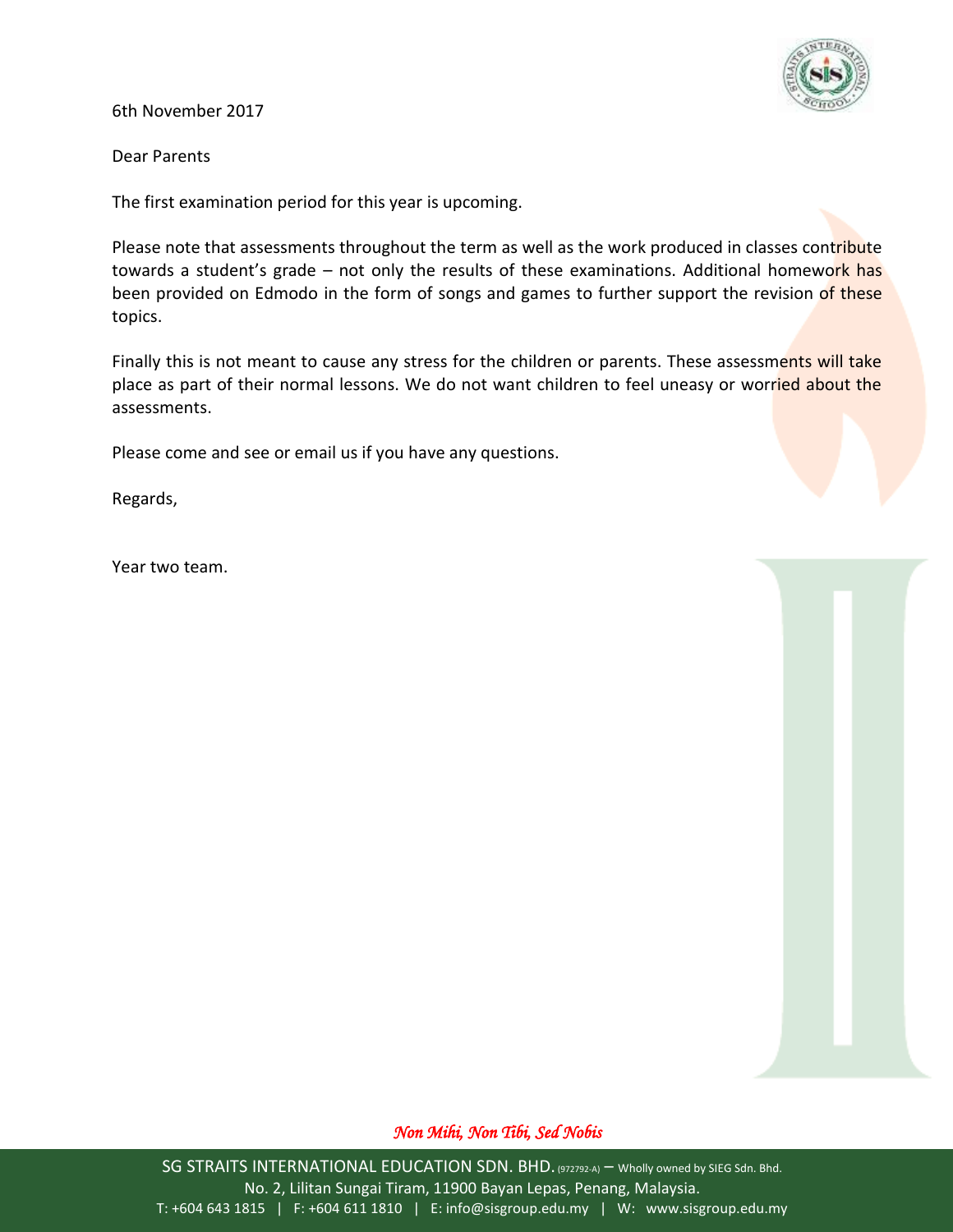6th November 2017

Dear Parents

The first examination period for this year is upcoming.

Please note that assessments throughout the term as well as the work produced in classes contribute towards a student's grade – not only the results of these examinations. Additional homework has been provided on Edmodo in the form of songs and games to further support the revision of these topics.

Finally this is not meant to cause any stress for the children or parents. These assessments will take place as part of their normal lessons. We do not want children to feel uneasy or worried about the assessments.

Please come and see or email us if you have any questions.

Regards,

Year two team.

*Non Mihi, Non Tibi, Sed Nobis*

SG STRAITS INTERNATIONAL EDUCATION SDN. BHD. (972792-A) – Wholly owned by SIEG Sdn. Bhd.
No. 2, Lilitan Sungai Tiram, 11900 Bayan Lepas, Penang, Malaysia.
T: +604 643 1815 | F: +604 611 1810 | E: info@sisgroup.edu.my | W: www.sisgroup.edu.my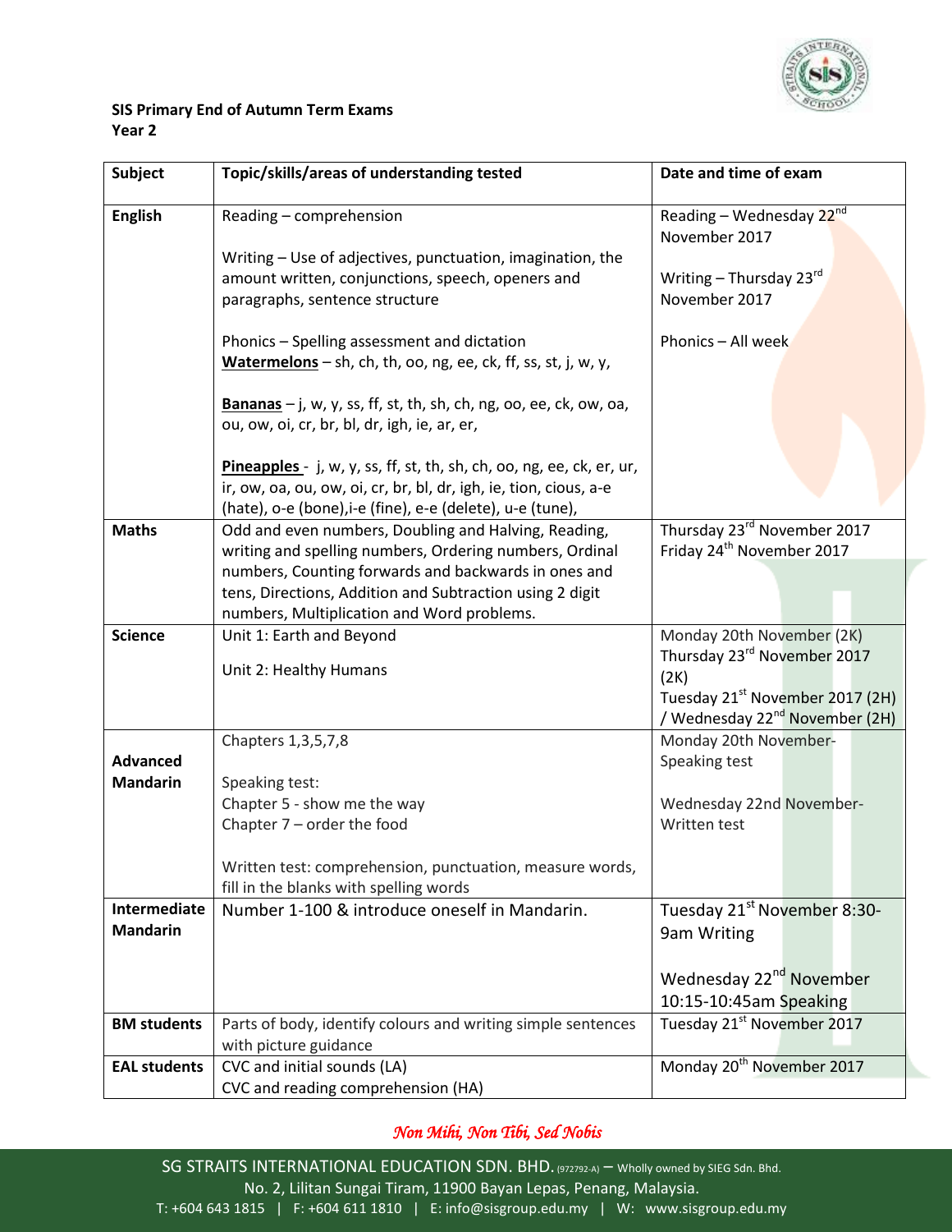**SIS Primary End of Autumn Term Exams**
**Year 2**

| Subject | Topic/skills/areas of understanding tested | Date and time of exam |
|---|---|---|
| **English** | Reading – comprehension<br><br>Writing – Use of adjectives, punctuation, imagination, the amount written, conjunctions, speech, openers and paragraphs, sentence structure<br><br>Phonics – Spelling assessment and dictation<br>**Watermelons** – sh, ch, th, oo, ng, ee, ck, ff, ss, st, j, w, y,<br><br>**Bananas** – j, w, y, ss, ff, st, th, sh, ch, ng, oo, ee, ck, ow, oa, ou, ow, oi, cr, br, bl, dr, igh, ie, ar, er,<br><br>**Pineapples** - j, w, y, ss, ff, st, th, sh, ch, oo, ng, ee, ck, er, ur, ir, ow, oa, ou, ow, oi, cr, br, bl, dr, igh, ie, tion, cious, a-e (hate), o-e (bone),i-e (fine), e-e (delete), u-e (tune), | Reading – Wednesday 22nd November 2017<br><br>Writing – Thursday 23rd November 2017<br><br>Phonics – All week |
| **Maths** | Odd and even numbers, Doubling and Halving, Reading, writing and spelling numbers, Ordering numbers, Ordinal numbers, Counting forwards and backwards in ones and tens, Directions, Addition and Subtraction using 2 digit numbers, Multiplication and Word problems. | Thursday 23rd November 2017<br>Friday 24th November 2017 |
| **Science** | Unit 1: Earth and Beyond<br><br>Unit 2: Healthy Humans | Monday 20th November (2K)<br>Thursday 23rd November 2017 (2K)<br>Tuesday 21st November 2017 (2H) / Wednesday 22nd November (2H) |
| **Advanced Mandarin** | Chapters 1,3,5,7,8<br><br>Speaking test:<br>Chapter 5 - show me the way<br>Chapter 7 – order the food<br><br>Written test: comprehension, punctuation, measure words, fill in the blanks with spelling words | Monday 20th November- Speaking test<br><br>Wednesday 22nd November- Written test |
| **Intermediate Mandarin** | Number 1-100 & introduce oneself in Mandarin. | Tuesday 21st November 8:30-9am Writing<br><br>Wednesday 22nd November 10:15-10:45am Speaking |
| **BM students** | Parts of body, identify colours and writing simple sentences with picture guidance | Tuesday 21st November 2017 |
| **EAL students** | CVC and initial sounds (LA)<br>CVC and reading comprehension (HA) | Monday 20th November 2017 |

*Non Mihi, Non Tibi, Sed Nobis*

SG STRAITS INTERNATIONAL EDUCATION SDN. BHD. (972792-A) – Wholly owned by SIEG Sdn. Bhd.
No. 2, Lilitan Sungai Tiram, 11900 Bayan Lepas, Penang, Malaysia.
T: +604 643 1815 | F: +604 611 1810 | E: info@sisgroup.edu.my | W: www.sisgroup.edu.my